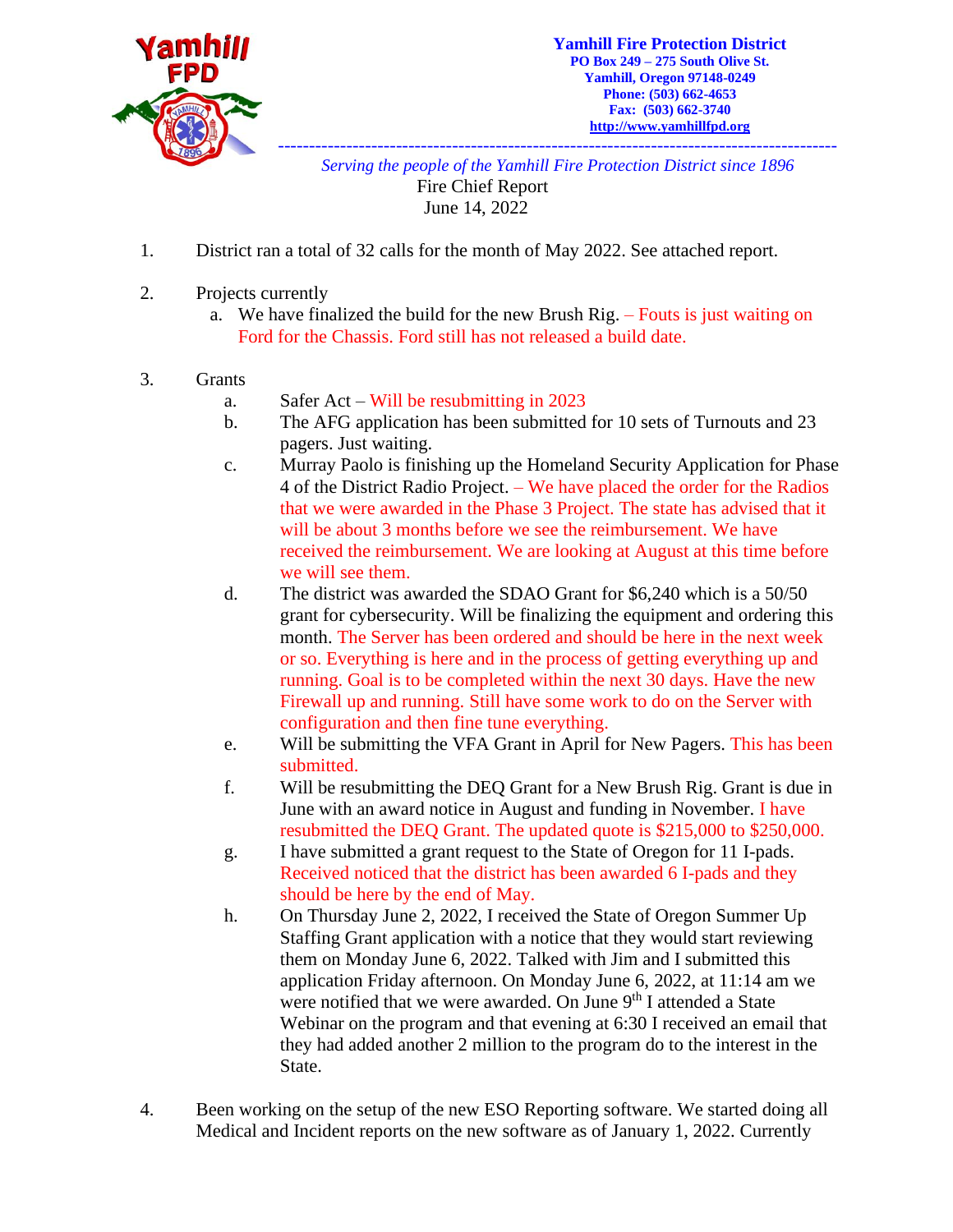**Yamhill Fire Protection District**
PO Box 249 – 275 South Olive St.
Yamhill, Oregon 97148-0249
Phone: (503) 662-4653
Fax: (503) 662-3740
http://www.yamhillfpd.org

*Serving the people of the Yamhill Fire Protection District since 1896*

Fire Chief Report
June 14, 2022

1. District ran a total of 32 calls for the month of May 2022. See attached report.

2. Projects currently
   a. We have finalized the build for the new Brush Rig. – Fouts is just waiting on Ford for the Chassis. Ford still has not released a build date.

3. Grants
   a. Safer Act – Will be resubmitting in 2023
   b. The AFG application has been submitted for 10 sets of Turnouts and 23 pagers. Just waiting.
   c. Murray Paolo is finishing up the Homeland Security Application for Phase 4 of the District Radio Project. – We have placed the order for the Radios that we were awarded in the Phase 3 Project. The state has advised that it will be about 3 months before we see the reimbursement. We have received the reimbursement. We are looking at August at this time before we will see them.
   d. The district was awarded the SDAO Grant for $6,240 which is a 50/50 grant for cybersecurity. Will be finalizing the equipment and ordering this month. The Server has been ordered and should be here in the next week or so. Everything is here and in the process of getting everything up and running. Goal is to be completed within the next 30 days. Have the new Firewall up and running. Still have some work to do on the Server with configuration and then fine tune everything.
   e. Will be submitting the VFA Grant in April for New Pagers. This has been submitted.
   f. Will be resubmitting the DEQ Grant for a New Brush Rig. Grant is due in June with an award notice in August and funding in November. I have resubmitted the DEQ Grant. The updated quote is $215,000 to $250,000.
   g. I have submitted a grant request to the State of Oregon for 11 I-pads. Received noticed that the district has been awarded 6 I-pads and they should be here by the end of May.
   h. On Thursday June 2, 2022, I received the State of Oregon Summer Up Staffing Grant application with a notice that they would start reviewing them on Monday June 6, 2022. Talked with Jim and I submitted this application Friday afternoon. On Monday June 6, 2022, at 11:14 am we were notified that we were awarded. On June 9th I attended a State Webinar on the program and that evening at 6:30 I received an email that they had added another 2 million to the program do to the interest in the State.

4. Been working on the setup of the new ESO Reporting software. We started doing all Medical and Incident reports on the new software as of January 1, 2022. Currently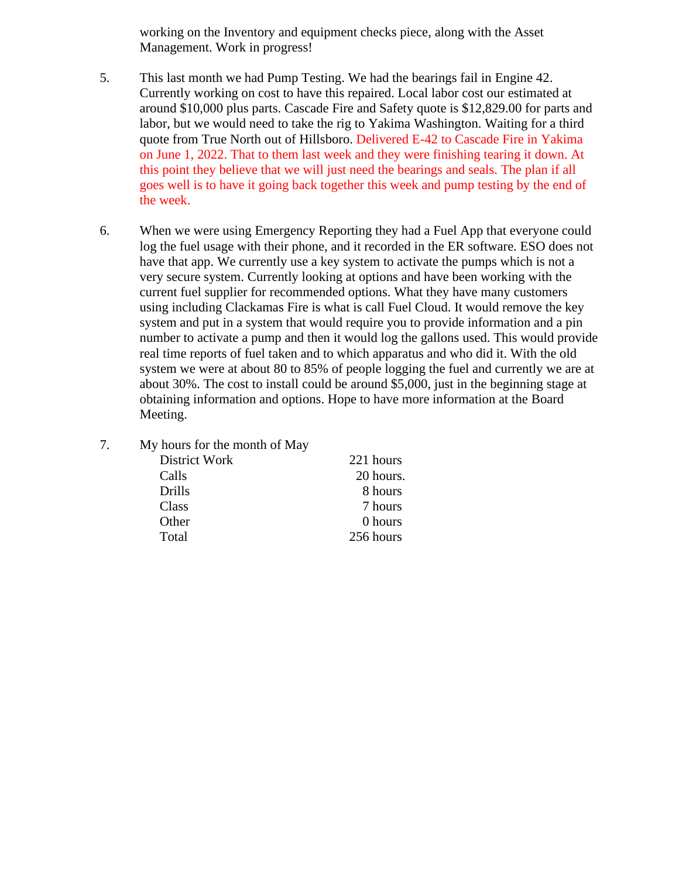working on the Inventory and equipment checks piece, along with the Asset Management. Work in progress!

5. This last month we had Pump Testing. We had the bearings fail in Engine 42. Currently working on cost to have this repaired. Local labor cost our estimated at around $10,000 plus parts. Cascade Fire and Safety quote is $12,829.00 for parts and labor, but we would need to take the rig to Yakima Washington. Waiting for a third quote from True North out of Hillsboro. Delivered E-42 to Cascade Fire in Yakima on June 1, 2022. That to them last week and they were finishing tearing it down. At this point they believe that we will just need the bearings and seals. The plan if all goes well is to have it going back together this week and pump testing by the end of the week.

6. When we were using Emergency Reporting they had a Fuel App that everyone could log the fuel usage with their phone, and it recorded in the ER software. ESO does not have that app. We currently use a key system to activate the pumps which is not a very secure system. Currently looking at options and have been working with the current fuel supplier for recommended options. What they have many customers using including Clackamas Fire is what is call Fuel Cloud. It would remove the key system and put in a system that would require you to provide information and a pin number to activate a pump and then it would log the gallons used. This would provide real time reports of fuel taken and to which apparatus and who did it. With the old system we were at about 80 to 85% of people logging the fuel and currently we are at about 30%. The cost to install could be around $5,000, just in the beginning stage at obtaining information and options. Hope to have more information at the Board Meeting.

7. My hours for the month of May

| | |
|---|---|
| District Work | 221 hours |
| Calls | 20 hours. |
| Drills | 8 hours |
| Class | 7 hours |
| Other | 0 hours |
| Total | 256 hours |